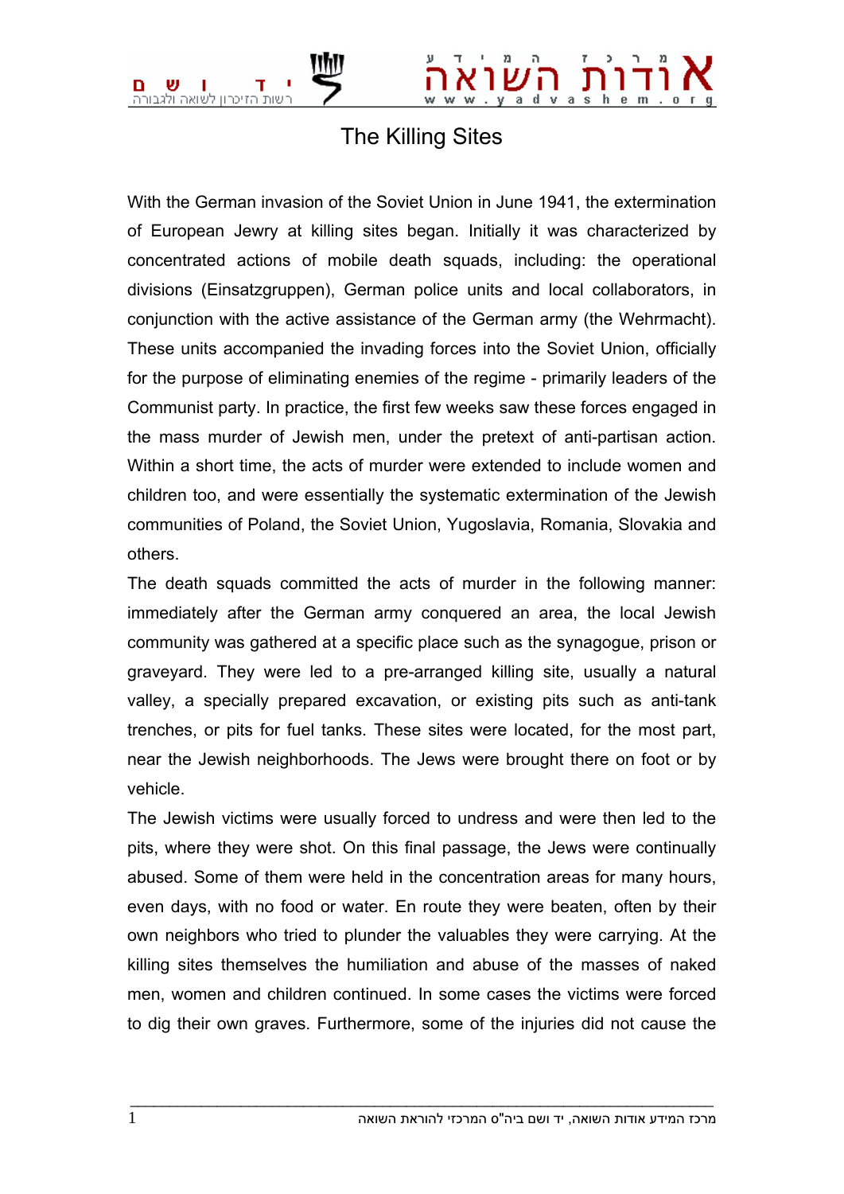# The Killing Sites

With the German invasion of the Soviet Union in June 1941, the extermination of European Jewry at killing sites began. Initially it was characterized by concentrated actions of mobile death squads, including: the operational divisions (Einsatzgruppen), German police units and local collaborators, in conjunction with the active assistance of the German army (the Wehrmacht). These units accompanied the invading forces into the Soviet Union, officially for the purpose of eliminating enemies of the regime - primarily leaders of the Communist party. In practice, the first few weeks saw these forces engaged in the mass murder of Jewish men, under the pretext of anti-partisan action. Within a short time, the acts of murder were extended to include women and children too, and were essentially the systematic extermination of the Jewish communities of Poland, the Soviet Union, Yugoslavia, Romania, Slovakia and others.

The death squads committed the acts of murder in the following manner: immediately after the German army conquered an area, the local Jewish community was gathered at a specific place such as the synagogue, prison or graveyard. They were led to a pre-arranged killing site, usually a natural valley, a specially prepared excavation, or existing pits such as anti-tank trenches, or pits for fuel tanks. These sites were located, for the most part, near the Jewish neighborhoods. The Jews were brought there on foot or by vehicle.

The Jewish victims were usually forced to undress and were then led to the pits, where they were shot. On this final passage, the Jews were continually abused. Some of them were held in the concentration areas for many hours, even days, with no food or water. En route they were beaten, often by their own neighbors who tried to plunder the valuables they were carrying. At the killing sites themselves the humiliation and abuse of the masses of naked men, women and children continued. In some cases the victims were forced to dig their own graves. Furthermore, some of the injuries did not cause the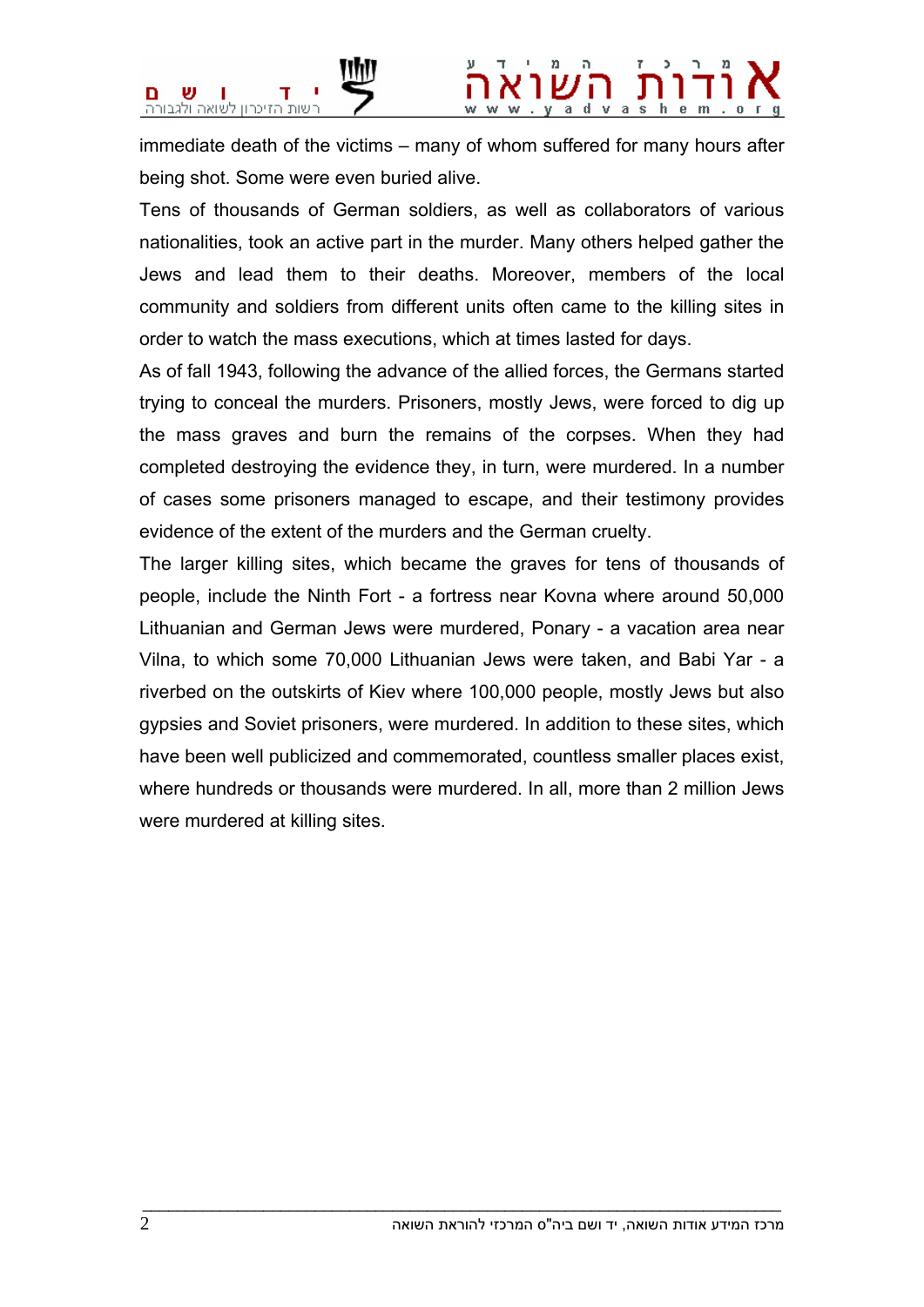immediate death of the victims – many of whom suffered for many hours after being shot. Some were even buried alive.

Tens of thousands of German soldiers, as well as collaborators of various nationalities, took an active part in the murder. Many others helped gather the Jews and lead them to their deaths. Moreover, members of the local community and soldiers from different units often came to the killing sites in order to watch the mass executions, which at times lasted for days.

As of fall 1943, following the advance of the allied forces, the Germans started trying to conceal the murders. Prisoners, mostly Jews, were forced to dig up the mass graves and burn the remains of the corpses. When they had completed destroying the evidence they, in turn, were murdered. In a number of cases some prisoners managed to escape, and their testimony provides evidence of the extent of the murders and the German cruelty.

The larger killing sites, which became the graves for tens of thousands of people, include the Ninth Fort - a fortress near Kovna where around 50,000 Lithuanian and German Jews were murdered, Ponary - a vacation area near Vilna, to which some 70,000 Lithuanian Jews were taken, and Babi Yar - a riverbed on the outskirts of Kiev where 100,000 people, mostly Jews but also gypsies and Soviet prisoners, were murdered. In addition to these sites, which have been well publicized and commemorated, countless smaller places exist, where hundreds or thousands were murdered. In all, more than 2 million Jews were murdered at killing sites.